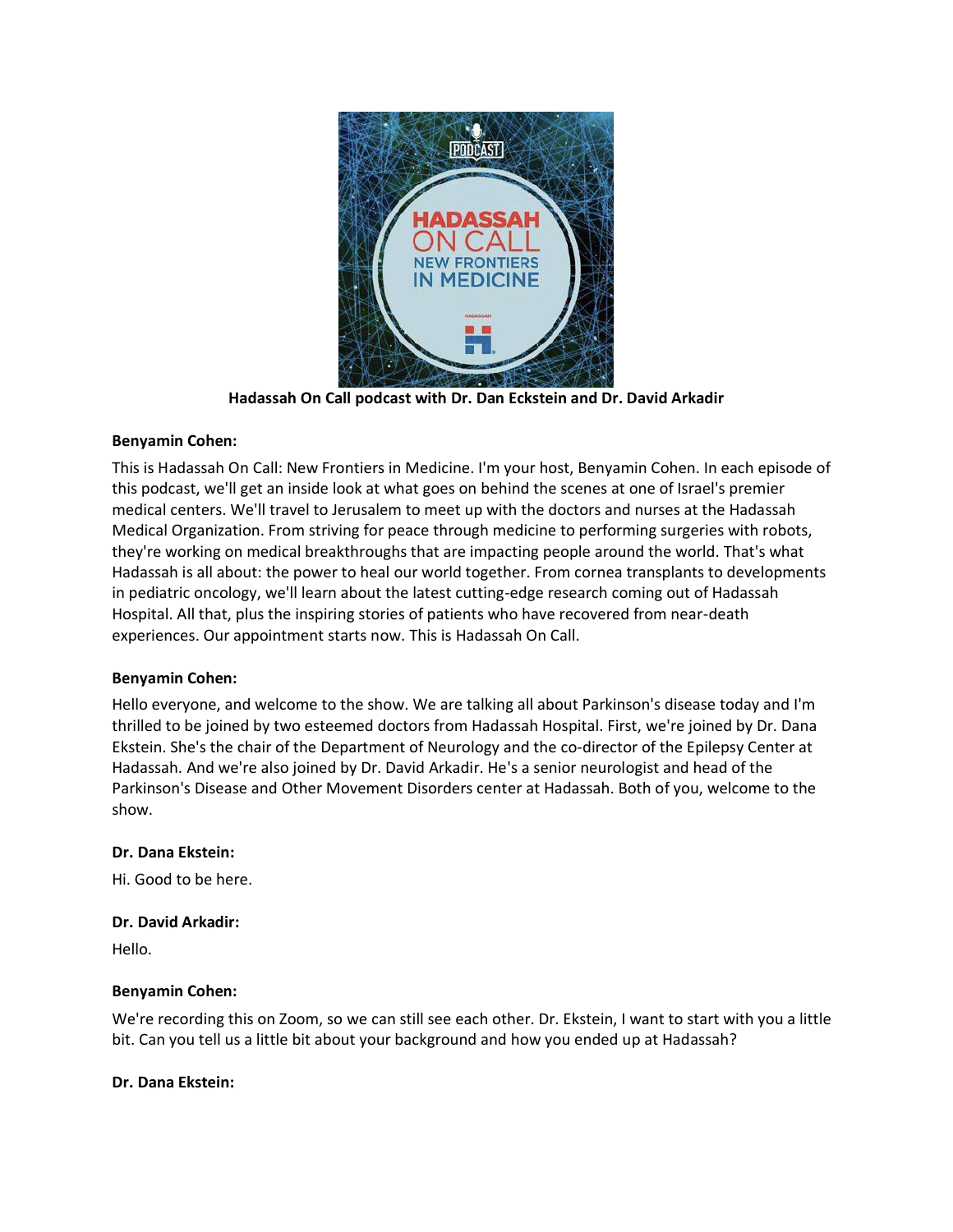**Hadassah On Call podcast with Dr. Dan Eckstein and Dr. David Arkadir**

**Benyamin Cohen:**

This is Hadassah On Call: New Frontiers in Medicine. I'm your host, Benyamin Cohen. In each episode of this podcast, we'll get an inside look at what goes on behind the scenes at one of Israel's premier medical centers. We'll travel to Jerusalem to meet up with the doctors and nurses at the Hadassah Medical Organization. From striving for peace through medicine to performing surgeries with robots, they're working on medical breakthroughs that are impacting people around the world. That's what Hadassah is all about: the power to heal our world together. From cornea transplants to developments in pediatric oncology, we'll learn about the latest cutting-edge research coming out of Hadassah Hospital. All that, plus the inspiring stories of patients who have recovered from near-death experiences. Our appointment starts now. This is Hadassah On Call.

**Benyamin Cohen:**

Hello everyone, and welcome to the show. We are talking all about Parkinson's disease today and I'm thrilled to be joined by two esteemed doctors from Hadassah Hospital. First, we're joined by Dr. Dana Ekstein. She's the chair of the Department of Neurology and the co-director of the Epilepsy Center at Hadassah. And we're also joined by Dr. David Arkadir. He's a senior neurologist and head of the Parkinson's Disease and Other Movement Disorders center at Hadassah. Both of you, welcome to the show.

**Dr. Dana Ekstein:**

Hi. Good to be here.

**Dr. David Arkadir:**

Hello.

**Benyamin Cohen:**

We're recording this on Zoom, so we can still see each other. Dr. Ekstein, I want to start with you a little bit. Can you tell us a little bit about your background and how you ended up at Hadassah?

**Dr. Dana Ekstein:**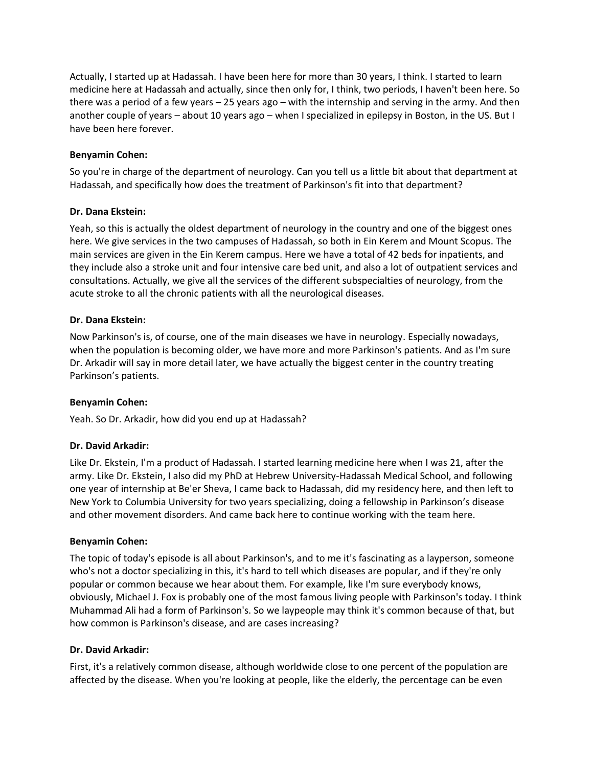Actually, I started up at Hadassah. I have been here for more than 30 years, I think. I started to learn medicine here at Hadassah and actually, since then only for, I think, two periods, I haven't been here. So there was a period of a few years – 25 years ago – with the internship and serving in the army. And then another couple of years – about 10 years ago – when I specialized in epilepsy in Boston, in the US. But I have been here forever.

**Benyamin Cohen:**

So you're in charge of the department of neurology. Can you tell us a little bit about that department at Hadassah, and specifically how does the treatment of Parkinson's fit into that department?

**Dr. Dana Ekstein:**

Yeah, so this is actually the oldest department of neurology in the country and one of the biggest ones here. We give services in the two campuses of Hadassah, so both in Ein Kerem and Mount Scopus. The main services are given in the Ein Kerem campus. Here we have a total of 42 beds for inpatients, and they include also a stroke unit and four intensive care bed unit, and also a lot of outpatient services and consultations. Actually, we give all the services of the different subspecialties of neurology, from the acute stroke to all the chronic patients with all the neurological diseases.

**Dr. Dana Ekstein:**

Now Parkinson's is, of course, one of the main diseases we have in neurology. Especially nowadays, when the population is becoming older, we have more and more Parkinson's patients. And as I'm sure Dr. Arkadir will say in more detail later, we have actually the biggest center in the country treating Parkinson's patients.

**Benyamin Cohen:**

Yeah. So Dr. Arkadir, how did you end up at Hadassah?

**Dr. David Arkadir:**

Like Dr. Ekstein, I'm a product of Hadassah. I started learning medicine here when I was 21, after the army. Like Dr. Ekstein, I also did my PhD at Hebrew University-Hadassah Medical School, and following one year of internship at Be'er Sheva, I came back to Hadassah, did my residency here, and then left to New York to Columbia University for two years specializing, doing a fellowship in Parkinson's disease and other movement disorders. And came back here to continue working with the team here.

**Benyamin Cohen:**

The topic of today's episode is all about Parkinson's, and to me it's fascinating as a layperson, someone who's not a doctor specializing in this, it's hard to tell which diseases are popular, and if they're only popular or common because we hear about them. For example, like I'm sure everybody knows, obviously, Michael J. Fox is probably one of the most famous living people with Parkinson's today. I think Muhammad Ali had a form of Parkinson's. So we laypeople may think it's common because of that, but how common is Parkinson's disease, and are cases increasing?

**Dr. David Arkadir:**

First, it's a relatively common disease, although worldwide close to one percent of the population are affected by the disease. When you're looking at people, like the elderly, the percentage can be even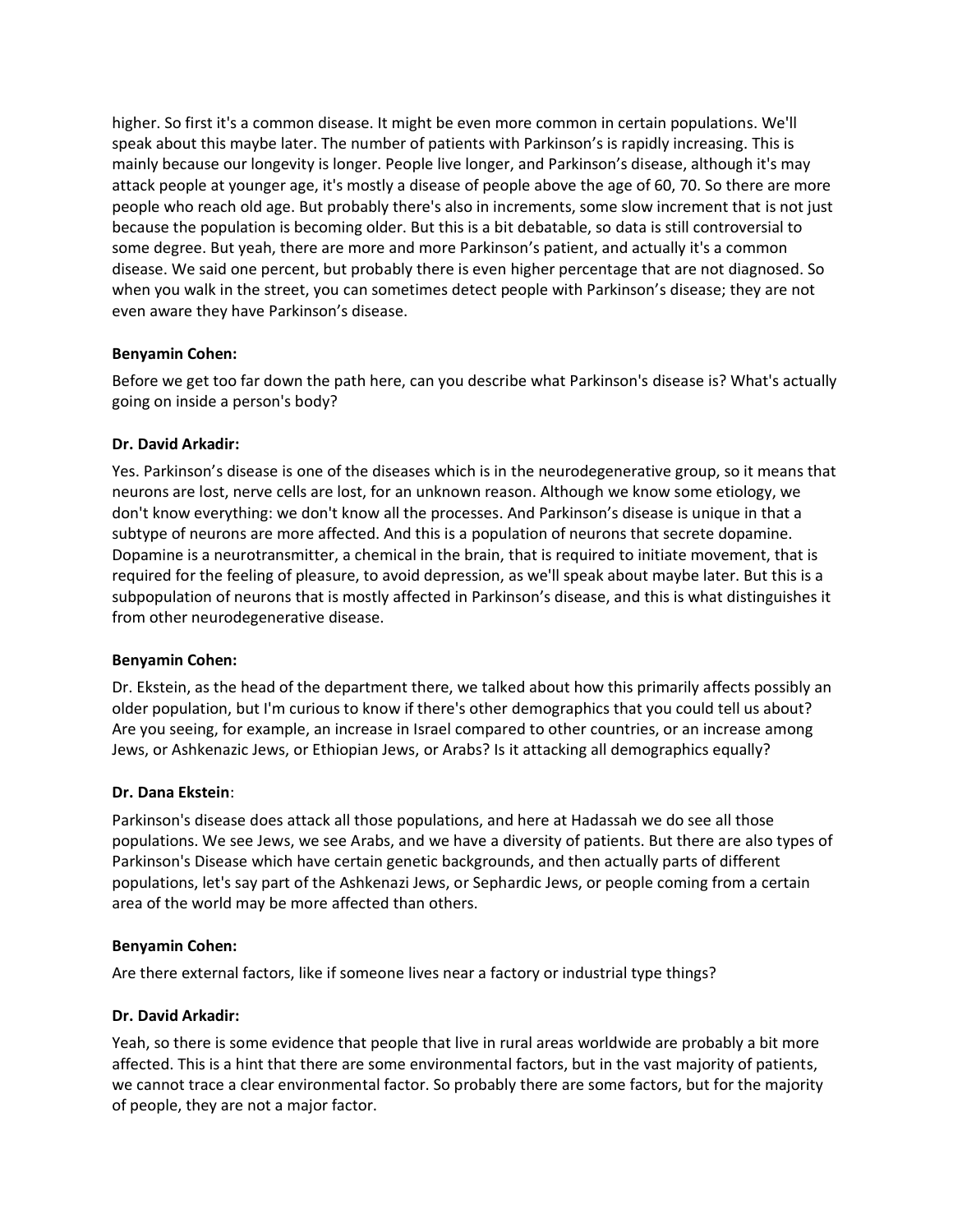higher. So first it's a common disease. It might be even more common in certain populations. We'll speak about this maybe later. The number of patients with Parkinson's is rapidly increasing. This is mainly because our longevity is longer. People live longer, and Parkinson's disease, although it's may attack people at younger age, it's mostly a disease of people above the age of 60, 70. So there are more people who reach old age. But probably there's also in increments, some slow increment that is not just because the population is becoming older. But this is a bit debatable, so data is still controversial to some degree. But yeah, there are more and more Parkinson's patient, and actually it's a common disease. We said one percent, but probably there is even higher percentage that are not diagnosed. So when you walk in the street, you can sometimes detect people with Parkinson's disease; they are not even aware they have Parkinson's disease.

**Benyamin Cohen:**

Before we get too far down the path here, can you describe what Parkinson's disease is? What's actually going on inside a person's body?

**Dr. David Arkadir:**

Yes. Parkinson's disease is one of the diseases which is in the neurodegenerative group, so it means that neurons are lost, nerve cells are lost, for an unknown reason. Although we know some etiology, we don't know everything: we don't know all the processes. And Parkinson's disease is unique in that a subtype of neurons are more affected. And this is a population of neurons that secrete dopamine. Dopamine is a neurotransmitter, a chemical in the brain, that is required to initiate movement, that is required for the feeling of pleasure, to avoid depression, as we'll speak about maybe later. But this is a subpopulation of neurons that is mostly affected in Parkinson's disease, and this is what distinguishes it from other neurodegenerative disease.

**Benyamin Cohen:**

Dr. Ekstein, as the head of the department there, we talked about how this primarily affects possibly an older population, but I'm curious to know if there's other demographics that you could tell us about? Are you seeing, for example, an increase in Israel compared to other countries, or an increase among Jews, or Ashkenazic Jews, or Ethiopian Jews, or Arabs? Is it attacking all demographics equally?

**Dr. Dana Ekstein**:

Parkinson's disease does attack all those populations, and here at Hadassah we do see all those populations. We see Jews, we see Arabs, and we have a diversity of patients. But there are also types of Parkinson's Disease which have certain genetic backgrounds, and then actually parts of different populations, let's say part of the Ashkenazi Jews, or Sephardic Jews, or people coming from a certain area of the world may be more affected than others.

**Benyamin Cohen:**

Are there external factors, like if someone lives near a factory or industrial type things?

**Dr. David Arkadir:**

Yeah, so there is some evidence that people that live in rural areas worldwide are probably a bit more affected. This is a hint that there are some environmental factors, but in the vast majority of patients, we cannot trace a clear environmental factor. So probably there are some factors, but for the majority of people, they are not a major factor.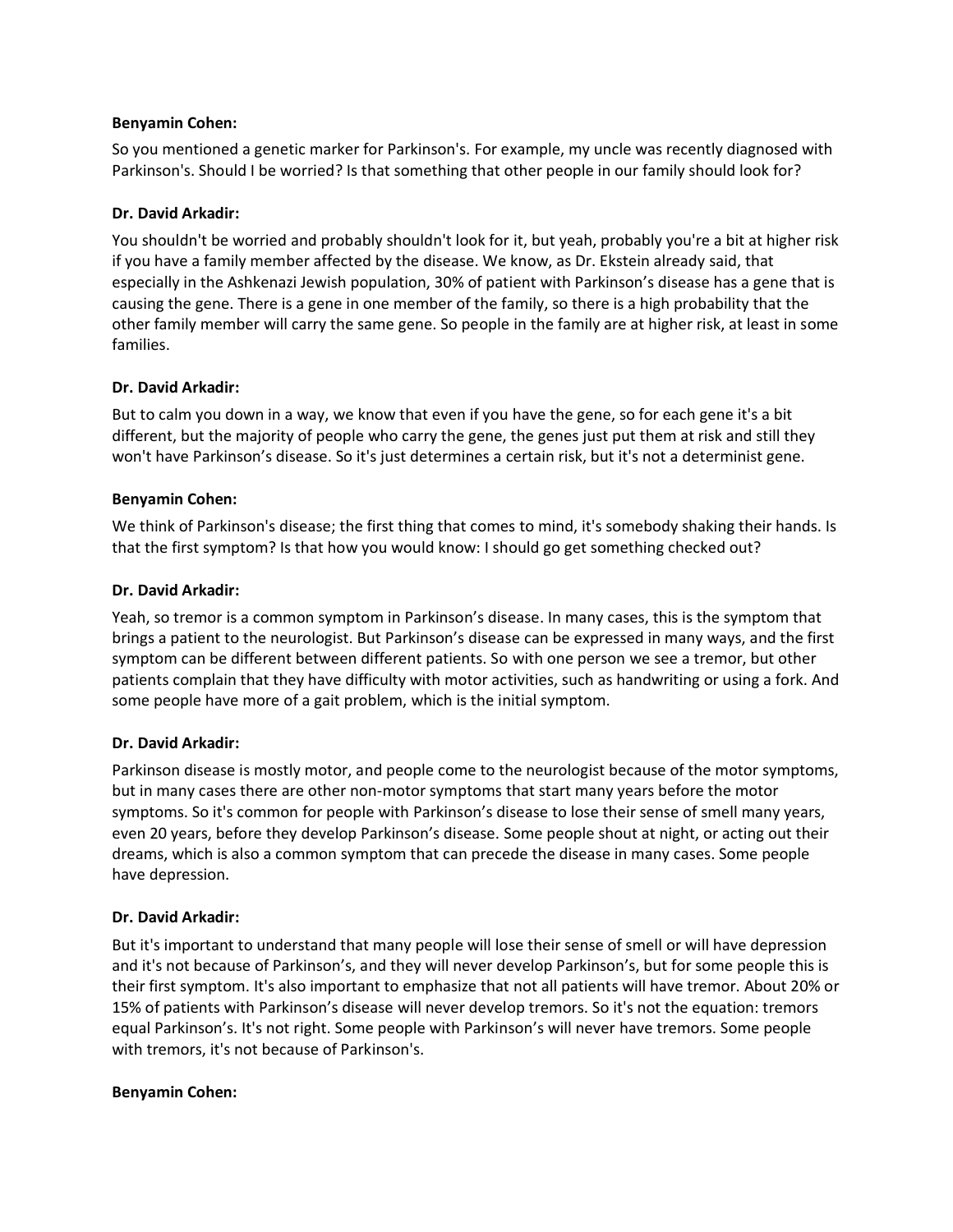**Benyamin Cohen:**

So you mentioned a genetic marker for Parkinson's. For example, my uncle was recently diagnosed with Parkinson's. Should I be worried? Is that something that other people in our family should look for?

**Dr. David Arkadir:**

You shouldn't be worried and probably shouldn't look for it, but yeah, probably you're a bit at higher risk if you have a family member affected by the disease. We know, as Dr. Ekstein already said, that especially in the Ashkenazi Jewish population, 30% of patient with Parkinson's disease has a gene that is causing the gene. There is a gene in one member of the family, so there is a high probability that the other family member will carry the same gene. So people in the family are at higher risk, at least in some families.

**Dr. David Arkadir:**

But to calm you down in a way, we know that even if you have the gene, so for each gene it's a bit different, but the majority of people who carry the gene, the genes just put them at risk and still they won't have Parkinson's disease. So it's just determines a certain risk, but it's not a determinist gene.

**Benyamin Cohen:**

We think of Parkinson's disease; the first thing that comes to mind, it's somebody shaking their hands. Is that the first symptom? Is that how you would know: I should go get something checked out?

**Dr. David Arkadir:**

Yeah, so tremor is a common symptom in Parkinson's disease. In many cases, this is the symptom that brings a patient to the neurologist. But Parkinson's disease can be expressed in many ways, and the first symptom can be different between different patients. So with one person we see a tremor, but other patients complain that they have difficulty with motor activities, such as handwriting or using a fork. And some people have more of a gait problem, which is the initial symptom.

**Dr. David Arkadir:**

Parkinson disease is mostly motor, and people come to the neurologist because of the motor symptoms, but in many cases there are other non-motor symptoms that start many years before the motor symptoms. So it's common for people with Parkinson's disease to lose their sense of smell many years, even 20 years, before they develop Parkinson's disease. Some people shout at night, or acting out their dreams, which is also a common symptom that can precede the disease in many cases. Some people have depression.

**Dr. David Arkadir:**

But it's important to understand that many people will lose their sense of smell or will have depression and it's not because of Parkinson's, and they will never develop Parkinson's, but for some people this is their first symptom. It's also important to emphasize that not all patients will have tremor. About 20% or 15% of patients with Parkinson's disease will never develop tremors. So it's not the equation: tremors equal Parkinson's. It's not right. Some people with Parkinson's will never have tremors. Some people with tremors, it's not because of Parkinson's.

**Benyamin Cohen:**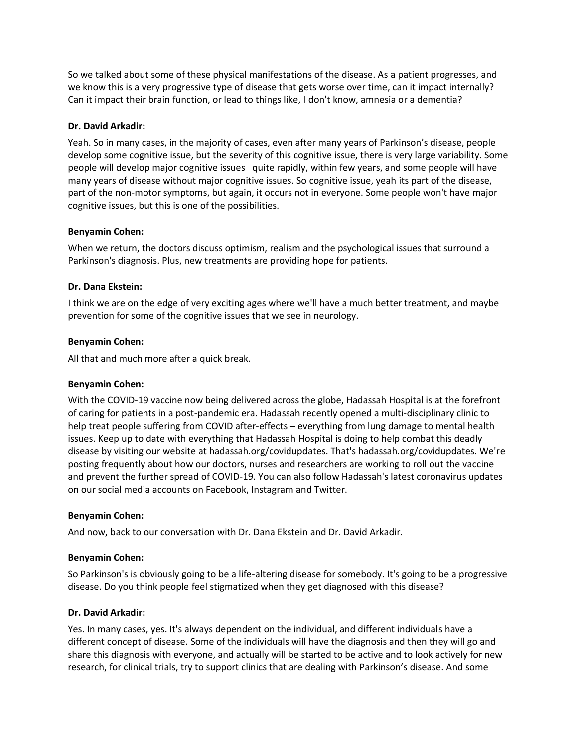So we talked about some of these physical manifestations of the disease. As a patient progresses, and we know this is a very progressive type of disease that gets worse over time, can it impact internally? Can it impact their brain function, or lead to things like, I don't know, amnesia or a dementia?

**Dr. David Arkadir:**

Yeah. So in many cases, in the majority of cases, even after many years of Parkinson's disease, people develop some cognitive issue, but the severity of this cognitive issue, there is very large variability. Some people will develop major cognitive issues quite rapidly, within few years, and some people will have many years of disease without major cognitive issues. So cognitive issue, yeah its part of the disease, part of the non-motor symptoms, but again, it occurs not in everyone. Some people won't have major cognitive issues, but this is one of the possibilities.

**Benyamin Cohen:**

When we return, the doctors discuss optimism, realism and the psychological issues that surround a Parkinson's diagnosis. Plus, new treatments are providing hope for patients.

**Dr. Dana Ekstein:**

I think we are on the edge of very exciting ages where we'll have a much better treatment, and maybe prevention for some of the cognitive issues that we see in neurology.

**Benyamin Cohen:**

All that and much more after a quick break.

**Benyamin Cohen:**

With the COVID-19 vaccine now being delivered across the globe, Hadassah Hospital is at the forefront of caring for patients in a post-pandemic era. Hadassah recently opened a multi-disciplinary clinic to help treat people suffering from COVID after-effects – everything from lung damage to mental health issues. Keep up to date with everything that Hadassah Hospital is doing to help combat this deadly disease by visiting our website at hadassah.org/covidupdates. That's hadassah.org/covidupdates. We're posting frequently about how our doctors, nurses and researchers are working to roll out the vaccine and prevent the further spread of COVID-19. You can also follow Hadassah's latest coronavirus updates on our social media accounts on Facebook, Instagram and Twitter.

**Benyamin Cohen:**

And now, back to our conversation with Dr. Dana Ekstein and Dr. David Arkadir.

**Benyamin Cohen:**

So Parkinson's is obviously going to be a life-altering disease for somebody. It's going to be a progressive disease. Do you think people feel stigmatized when they get diagnosed with this disease?

**Dr. David Arkadir:**

Yes. In many cases, yes. It's always dependent on the individual, and different individuals have a different concept of disease. Some of the individuals will have the diagnosis and then they will go and share this diagnosis with everyone, and actually will be started to be active and to look actively for new research, for clinical trials, try to support clinics that are dealing with Parkinson's disease. And some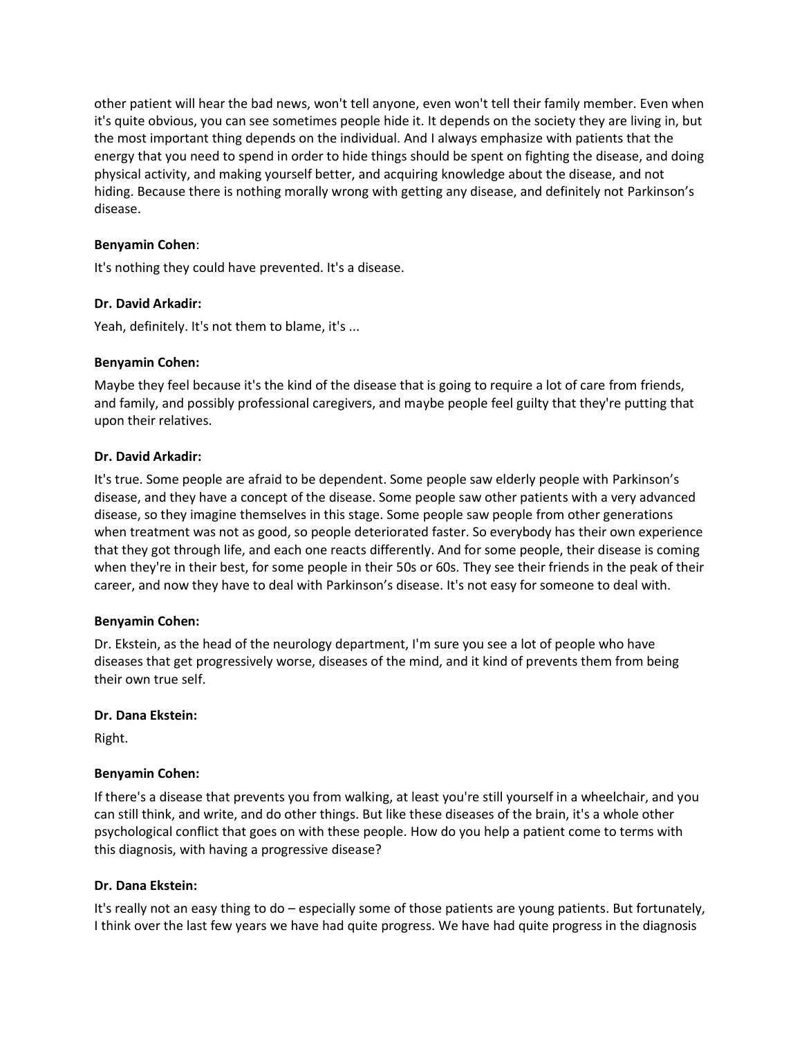other patient will hear the bad news, won't tell anyone, even won't tell their family member. Even when it's quite obvious, you can see sometimes people hide it. It depends on the society they are living in, but the most important thing depends on the individual. And I always emphasize with patients that the energy that you need to spend in order to hide things should be spent on fighting the disease, and doing physical activity, and making yourself better, and acquiring knowledge about the disease, and not hiding. Because there is nothing morally wrong with getting any disease, and definitely not Parkinson's disease.

**Benyamin Cohen**:

It's nothing they could have prevented. It's a disease.

**Dr. David Arkadir:**

Yeah, definitely. It's not them to blame, it's ...

**Benyamin Cohen:**

Maybe they feel because it's the kind of the disease that is going to require a lot of care from friends, and family, and possibly professional caregivers, and maybe people feel guilty that they're putting that upon their relatives.

**Dr. David Arkadir:**

It's true. Some people are afraid to be dependent. Some people saw elderly people with Parkinson's disease, and they have a concept of the disease. Some people saw other patients with a very advanced disease, so they imagine themselves in this stage. Some people saw people from other generations when treatment was not as good, so people deteriorated faster. So everybody has their own experience that they got through life, and each one reacts differently. And for some people, their disease is coming when they're in their best, for some people in their 50s or 60s. They see their friends in the peak of their career, and now they have to deal with Parkinson's disease. It's not easy for someone to deal with.

**Benyamin Cohen:**

Dr. Ekstein, as the head of the neurology department, I'm sure you see a lot of people who have diseases that get progressively worse, diseases of the mind, and it kind of prevents them from being their own true self.

**Dr. Dana Ekstein:**

Right.

**Benyamin Cohen:**

If there's a disease that prevents you from walking, at least you're still yourself in a wheelchair, and you can still think, and write, and do other things. But like these diseases of the brain, it's a whole other psychological conflict that goes on with these people. How do you help a patient come to terms with this diagnosis, with having a progressive disease?

**Dr. Dana Ekstein:**

It's really not an easy thing to do – especially some of those patients are young patients. But fortunately, I think over the last few years we have had quite progress. We have had quite progress in the diagnosis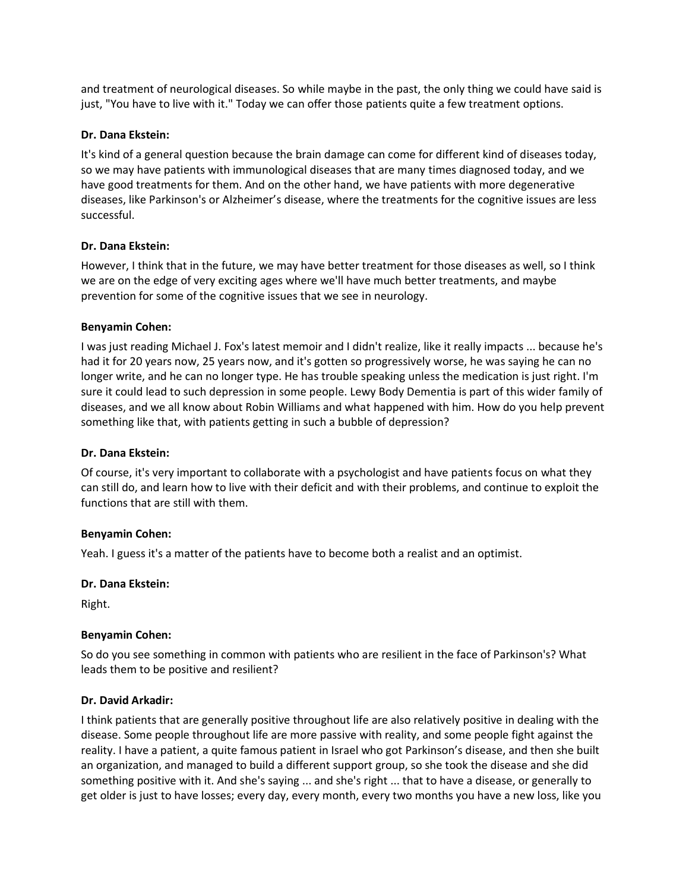and treatment of neurological diseases. So while maybe in the past, the only thing we could have said is just, "You have to live with it." Today we can offer those patients quite a few treatment options.

**Dr. Dana Ekstein:**

It's kind of a general question because the brain damage can come for different kind of diseases today, so we may have patients with immunological diseases that are many times diagnosed today, and we have good treatments for them. And on the other hand, we have patients with more degenerative diseases, like Parkinson's or Alzheimer's disease, where the treatments for the cognitive issues are less successful.

**Dr. Dana Ekstein:**

However, I think that in the future, we may have better treatment for those diseases as well, so I think we are on the edge of very exciting ages where we'll have much better treatments, and maybe prevention for some of the cognitive issues that we see in neurology.

**Benyamin Cohen:**

I was just reading Michael J. Fox's latest memoir and I didn't realize, like it really impacts ... because he's had it for 20 years now, 25 years now, and it's gotten so progressively worse, he was saying he can no longer write, and he can no longer type. He has trouble speaking unless the medication is just right. I'm sure it could lead to such depression in some people. Lewy Body Dementia is part of this wider family of diseases, and we all know about Robin Williams and what happened with him. How do you help prevent something like that, with patients getting in such a bubble of depression?

**Dr. Dana Ekstein:**

Of course, it's very important to collaborate with a psychologist and have patients focus on what they can still do, and learn how to live with their deficit and with their problems, and continue to exploit the functions that are still with them.

**Benyamin Cohen:**

Yeah. I guess it's a matter of the patients have to become both a realist and an optimist.

**Dr. Dana Ekstein:**

Right.

**Benyamin Cohen:**

So do you see something in common with patients who are resilient in the face of Parkinson's? What leads them to be positive and resilient?

**Dr. David Arkadir:**

I think patients that are generally positive throughout life are also relatively positive in dealing with the disease. Some people throughout life are more passive with reality, and some people fight against the reality. I have a patient, a quite famous patient in Israel who got Parkinson's disease, and then she built an organization, and managed to build a different support group, so she took the disease and she did something positive with it. And she's saying ... and she's right ... that to have a disease, or generally to get older is just to have losses; every day, every month, every two months you have a new loss, like you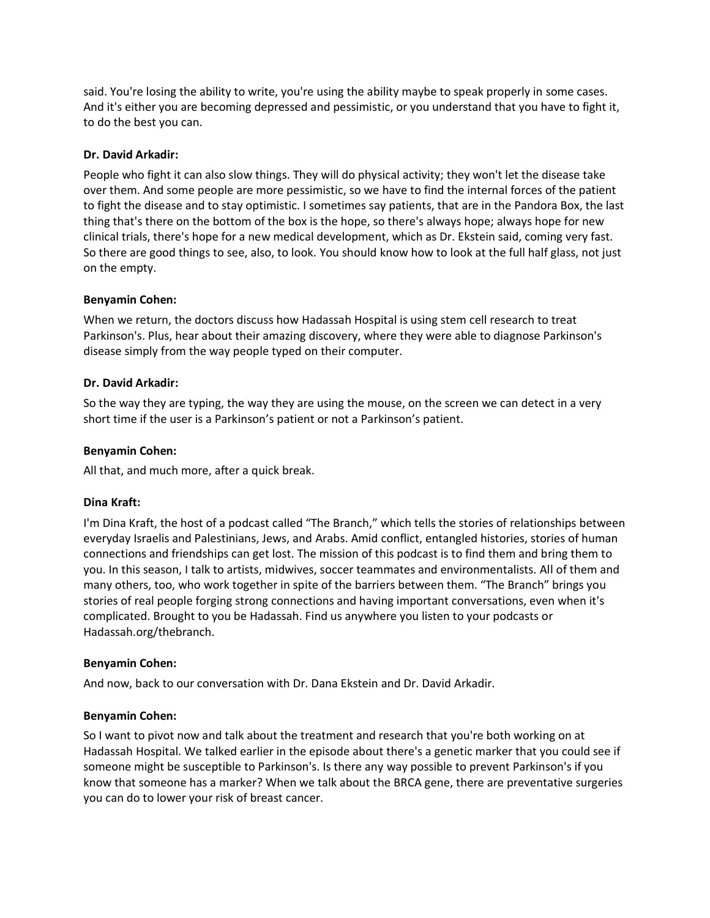said. You're losing the ability to write, you're using the ability maybe to speak properly in some cases. And it's either you are becoming depressed and pessimistic, or you understand that you have to fight it, to do the best you can.

**Dr. David Arkadir:**

People who fight it can also slow things. They will do physical activity; they won't let the disease take over them. And some people are more pessimistic, so we have to find the internal forces of the patient to fight the disease and to stay optimistic. I sometimes say patients, that are in the Pandora Box, the last thing that's there on the bottom of the box is the hope, so there's always hope; always hope for new clinical trials, there's hope for a new medical development, which as Dr. Ekstein said, coming very fast. So there are good things to see, also, to look. You should know how to look at the full half glass, not just on the empty.

**Benyamin Cohen:**

When we return, the doctors discuss how Hadassah Hospital is using stem cell research to treat Parkinson's. Plus, hear about their amazing discovery, where they were able to diagnose Parkinson's disease simply from the way people typed on their computer.

**Dr. David Arkadir:**

So the way they are typing, the way they are using the mouse, on the screen we can detect in a very short time if the user is a Parkinson's patient or not a Parkinson's patient.

**Benyamin Cohen:**

All that, and much more, after a quick break.

**Dina Kraft:**

I'm Dina Kraft, the host of a podcast called "The Branch," which tells the stories of relationships between everyday Israelis and Palestinians, Jews, and Arabs. Amid conflict, entangled histories, stories of human connections and friendships can get lost. The mission of this podcast is to find them and bring them to you. In this season, I talk to artists, midwives, soccer teammates and environmentalists. All of them and many others, too, who work together in spite of the barriers between them. "The Branch" brings you stories of real people forging strong connections and having important conversations, even when it's complicated. Brought to you be Hadassah. Find us anywhere you listen to your podcasts or Hadassah.org/thebranch.

**Benyamin Cohen:**

And now, back to our conversation with Dr. Dana Ekstein and Dr. David Arkadir.

**Benyamin Cohen:**

So I want to pivot now and talk about the treatment and research that you're both working on at Hadassah Hospital. We talked earlier in the episode about there's a genetic marker that you could see if someone might be susceptible to Parkinson's. Is there any way possible to prevent Parkinson's if you know that someone has a marker? When we talk about the BRCA gene, there are preventative surgeries you can do to lower your risk of breast cancer.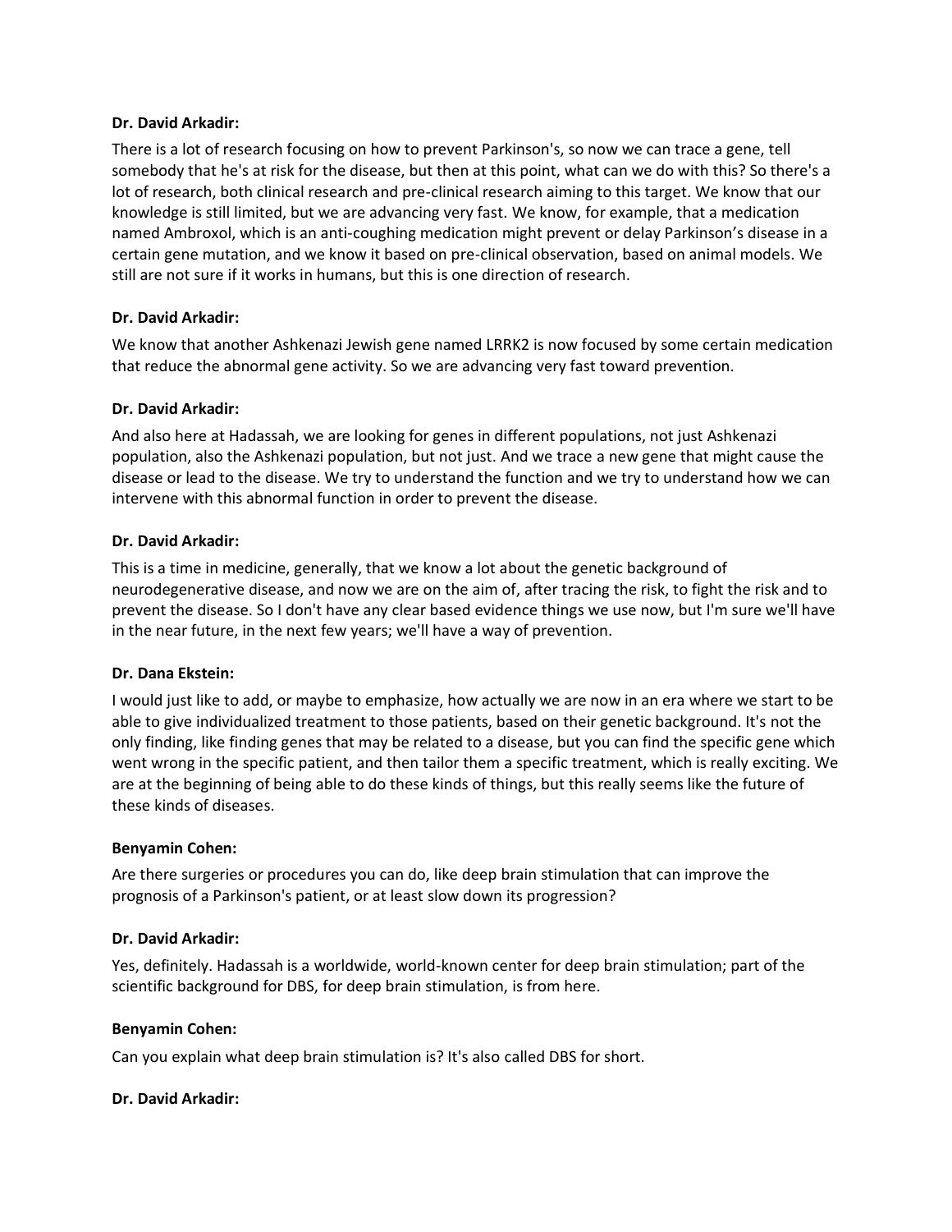**Dr. David Arkadir:**

There is a lot of research focusing on how to prevent Parkinson's, so now we can trace a gene, tell somebody that he's at risk for the disease, but then at this point, what can we do with this? So there's a lot of research, both clinical research and pre-clinical research aiming to this target. We know that our knowledge is still limited, but we are advancing very fast. We know, for example, that a medication named Ambroxol, which is an anti-coughing medication might prevent or delay Parkinson's disease in a certain gene mutation, and we know it based on pre-clinical observation, based on animal models. We still are not sure if it works in humans, but this is one direction of research.

**Dr. David Arkadir:**

We know that another Ashkenazi Jewish gene named LRRK2 is now focused by some certain medication that reduce the abnormal gene activity. So we are advancing very fast toward prevention.

**Dr. David Arkadir:**

And also here at Hadassah, we are looking for genes in different populations, not just Ashkenazi population, also the Ashkenazi population, but not just. And we trace a new gene that might cause the disease or lead to the disease. We try to understand the function and we try to understand how we can intervene with this abnormal function in order to prevent the disease.

**Dr. David Arkadir:**

This is a time in medicine, generally, that we know a lot about the genetic background of neurodegenerative disease, and now we are on the aim of, after tracing the risk, to fight the risk and to prevent the disease. So I don't have any clear based evidence things we use now, but I'm sure we'll have in the near future, in the next few years; we'll have a way of prevention.

**Dr. Dana Ekstein:**

I would just like to add, or maybe to emphasize, how actually we are now in an era where we start to be able to give individualized treatment to those patients, based on their genetic background. It's not the only finding, like finding genes that may be related to a disease, but you can find the specific gene which went wrong in the specific patient, and then tailor them a specific treatment, which is really exciting. We are at the beginning of being able to do these kinds of things, but this really seems like the future of these kinds of diseases.

**Benyamin Cohen:**

Are there surgeries or procedures you can do, like deep brain stimulation that can improve the prognosis of a Parkinson's patient, or at least slow down its progression?

**Dr. David Arkadir:**

Yes, definitely. Hadassah is a worldwide, world-known center for deep brain stimulation; part of the scientific background for DBS, for deep brain stimulation, is from here.

**Benyamin Cohen:**

Can you explain what deep brain stimulation is? It's also called DBS for short.

**Dr. David Arkadir:**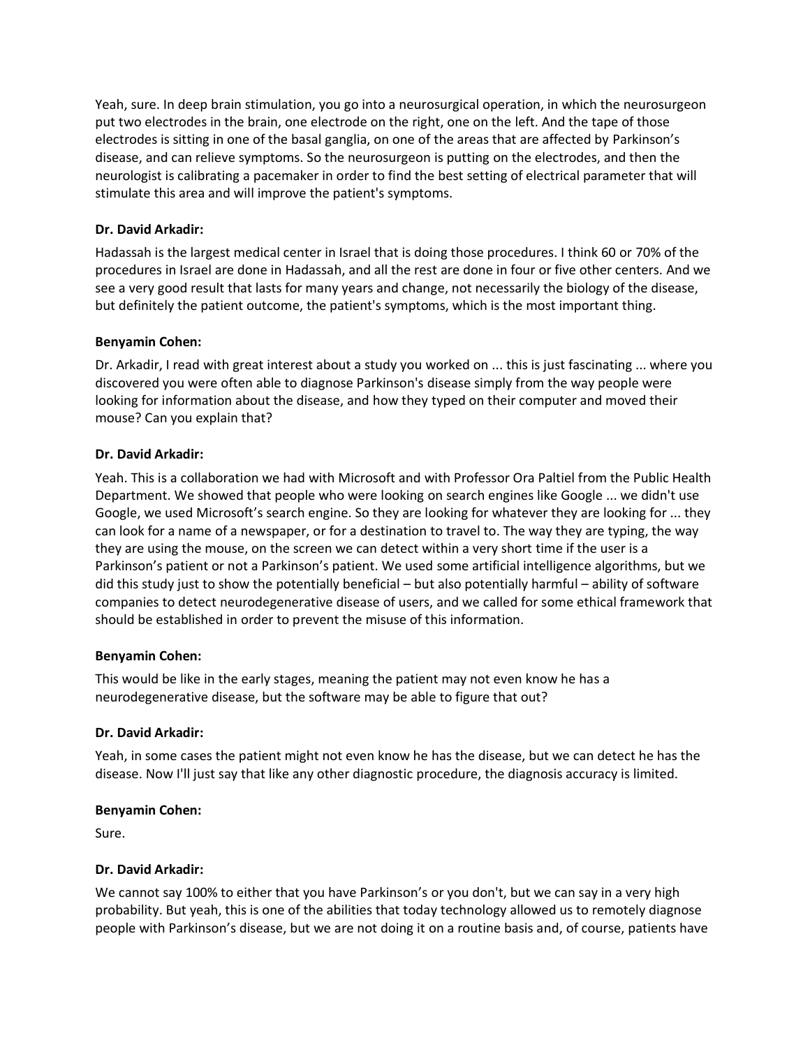Yeah, sure. In deep brain stimulation, you go into a neurosurgical operation, in which the neurosurgeon put two electrodes in the brain, one electrode on the right, one on the left. And the tape of those electrodes is sitting in one of the basal ganglia, on one of the areas that are affected by Parkinson's disease, and can relieve symptoms. So the neurosurgeon is putting on the electrodes, and then the neurologist is calibrating a pacemaker in order to find the best setting of electrical parameter that will stimulate this area and will improve the patient's symptoms.

**Dr. David Arkadir:**

Hadassah is the largest medical center in Israel that is doing those procedures. I think 60 or 70% of the procedures in Israel are done in Hadassah, and all the rest are done in four or five other centers. And we see a very good result that lasts for many years and change, not necessarily the biology of the disease, but definitely the patient outcome, the patient's symptoms, which is the most important thing.

**Benyamin Cohen:**

Dr. Arkadir, I read with great interest about a study you worked on ... this is just fascinating ... where you discovered you were often able to diagnose Parkinson's disease simply from the way people were looking for information about the disease, and how they typed on their computer and moved their mouse? Can you explain that?

**Dr. David Arkadir:**

Yeah. This is a collaboration we had with Microsoft and with Professor Ora Paltiel from the Public Health Department. We showed that people who were looking on search engines like Google ... we didn't use Google, we used Microsoft's search engine. So they are looking for whatever they are looking for ... they can look for a name of a newspaper, or for a destination to travel to. The way they are typing, the way they are using the mouse, on the screen we can detect within a very short time if the user is a Parkinson's patient or not a Parkinson's patient. We used some artificial intelligence algorithms, but we did this study just to show the potentially beneficial – but also potentially harmful – ability of software companies to detect neurodegenerative disease of users, and we called for some ethical framework that should be established in order to prevent the misuse of this information.

**Benyamin Cohen:**

This would be like in the early stages, meaning the patient may not even know he has a neurodegenerative disease, but the software may be able to figure that out?

**Dr. David Arkadir:**

Yeah, in some cases the patient might not even know he has the disease, but we can detect he has the disease. Now I'll just say that like any other diagnostic procedure, the diagnosis accuracy is limited.

**Benyamin Cohen:**

Sure.

**Dr. David Arkadir:**

We cannot say 100% to either that you have Parkinson's or you don't, but we can say in a very high probability. But yeah, this is one of the abilities that today technology allowed us to remotely diagnose people with Parkinson's disease, but we are not doing it on a routine basis and, of course, patients have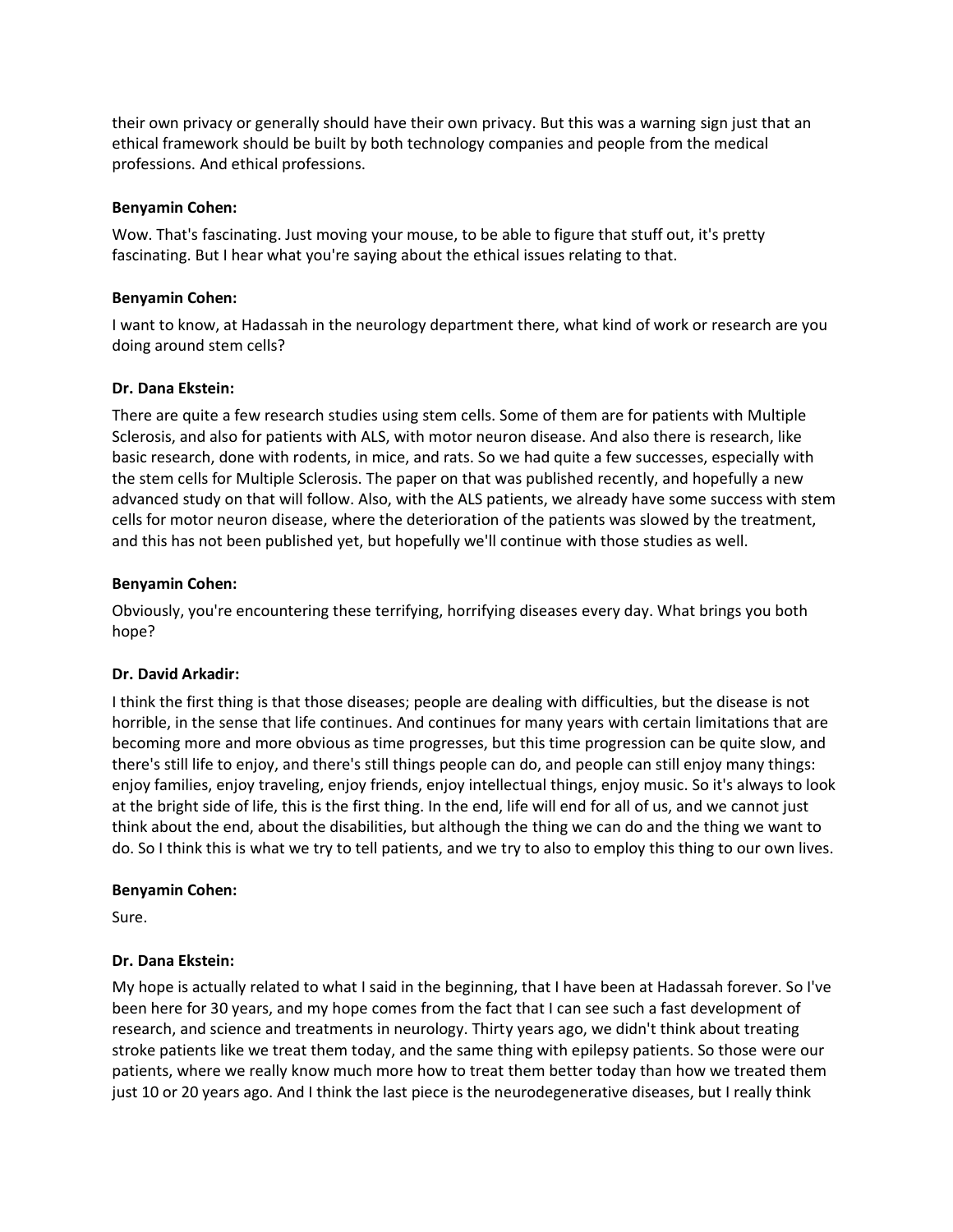their own privacy or generally should have their own privacy. But this was a warning sign just that an ethical framework should be built by both technology companies and people from the medical professions. And ethical professions.

**Benyamin Cohen:**

Wow. That's fascinating. Just moving your mouse, to be able to figure that stuff out, it's pretty fascinating. But I hear what you're saying about the ethical issues relating to that.

**Benyamin Cohen:**

I want to know, at Hadassah in the neurology department there, what kind of work or research are you doing around stem cells?

**Dr. Dana Ekstein:**

There are quite a few research studies using stem cells. Some of them are for patients with Multiple Sclerosis, and also for patients with ALS, with motor neuron disease. And also there is research, like basic research, done with rodents, in mice, and rats. So we had quite a few successes, especially with the stem cells for Multiple Sclerosis. The paper on that was published recently, and hopefully a new advanced study on that will follow. Also, with the ALS patients, we already have some success with stem cells for motor neuron disease, where the deterioration of the patients was slowed by the treatment, and this has not been published yet, but hopefully we'll continue with those studies as well.

**Benyamin Cohen:**

Obviously, you're encountering these terrifying, horrifying diseases every day. What brings you both hope?

**Dr. David Arkadir:**

I think the first thing is that those diseases; people are dealing with difficulties, but the disease is not horrible, in the sense that life continues. And continues for many years with certain limitations that are becoming more and more obvious as time progresses, but this time progression can be quite slow, and there's still life to enjoy, and there's still things people can do, and people can still enjoy many things: enjoy families, enjoy traveling, enjoy friends, enjoy intellectual things, enjoy music. So it's always to look at the bright side of life, this is the first thing. In the end, life will end for all of us, and we cannot just think about the end, about the disabilities, but although the thing we can do and the thing we want to do. So I think this is what we try to tell patients, and we try to also to employ this thing to our own lives.

**Benyamin Cohen:**

Sure.

**Dr. Dana Ekstein:**

My hope is actually related to what I said in the beginning, that I have been at Hadassah forever. So I've been here for 30 years, and my hope comes from the fact that I can see such a fast development of research, and science and treatments in neurology. Thirty years ago, we didn't think about treating stroke patients like we treat them today, and the same thing with epilepsy patients. So those were our patients, where we really know much more how to treat them better today than how we treated them just 10 or 20 years ago. And I think the last piece is the neurodegenerative diseases, but I really think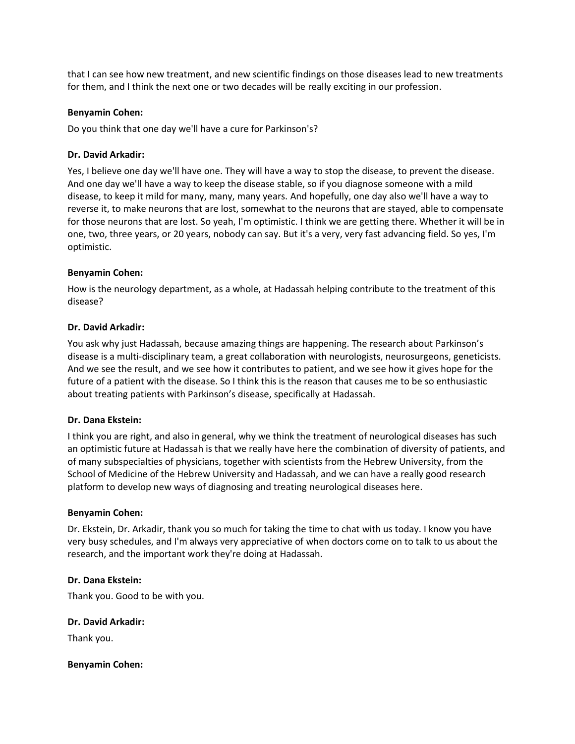that I can see how new treatment, and new scientific findings on those diseases lead to new treatments for them, and I think the next one or two decades will be really exciting in our profession.

**Benyamin Cohen:**

Do you think that one day we'll have a cure for Parkinson's?

**Dr. David Arkadir:**

Yes, I believe one day we'll have one. They will have a way to stop the disease, to prevent the disease. And one day we'll have a way to keep the disease stable, so if you diagnose someone with a mild disease, to keep it mild for many, many, many years. And hopefully, one day also we'll have a way to reverse it, to make neurons that are lost, somewhat to the neurons that are stayed, able to compensate for those neurons that are lost. So yeah, I'm optimistic. I think we are getting there. Whether it will be in one, two, three years, or 20 years, nobody can say. But it's a very, very fast advancing field. So yes, I'm optimistic.

**Benyamin Cohen:**

How is the neurology department, as a whole, at Hadassah helping contribute to the treatment of this disease?

**Dr. David Arkadir:**

You ask why just Hadassah, because amazing things are happening. The research about Parkinson's disease is a multi-disciplinary team, a great collaboration with neurologists, neurosurgeons, geneticists. And we see the result, and we see how it contributes to patient, and we see how it gives hope for the future of a patient with the disease. So I think this is the reason that causes me to be so enthusiastic about treating patients with Parkinson's disease, specifically at Hadassah.

**Dr. Dana Ekstein:**

I think you are right, and also in general, why we think the treatment of neurological diseases has such an optimistic future at Hadassah is that we really have here the combination of diversity of patients, and of many subspecialties of physicians, together with scientists from the Hebrew University, from the School of Medicine of the Hebrew University and Hadassah, and we can have a really good research platform to develop new ways of diagnosing and treating neurological diseases here.

**Benyamin Cohen:**

Dr. Ekstein, Dr. Arkadir, thank you so much for taking the time to chat with us today. I know you have very busy schedules, and I'm always very appreciative of when doctors come on to talk to us about the research, and the important work they're doing at Hadassah.

**Dr. Dana Ekstein:**

Thank you. Good to be with you.

**Dr. David Arkadir:**

Thank you.

**Benyamin Cohen:**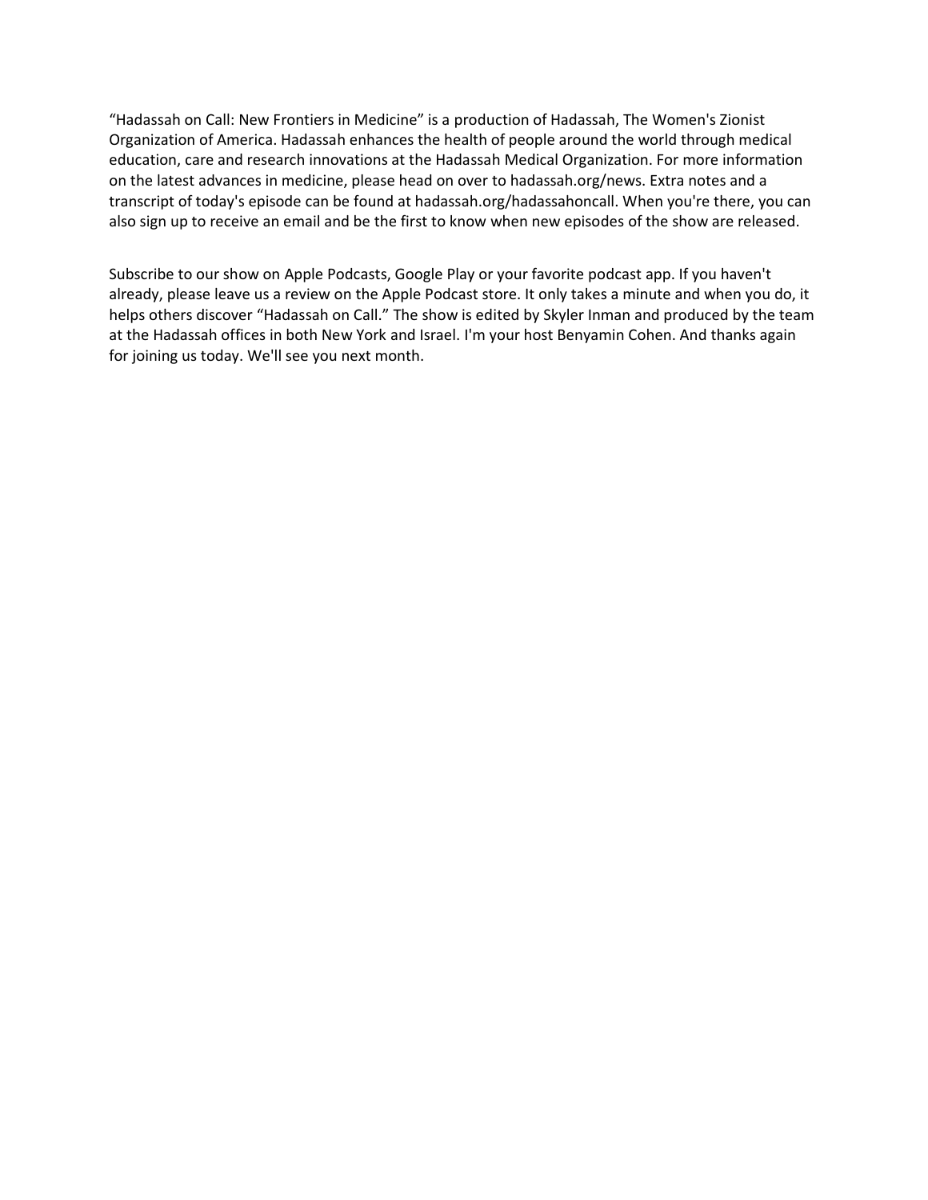“Hadassah on Call: New Frontiers in Medicine” is a production of Hadassah, The Women's Zionist Organization of America. Hadassah enhances the health of people around the world through medical education, care and research innovations at the Hadassah Medical Organization. For more information on the latest advances in medicine, please head on over to hadassah.org/news. Extra notes and a transcript of today's episode can be found at hadassah.org/hadassahoncall. When you're there, you can also sign up to receive an email and be the first to know when new episodes of the show are released.

Subscribe to our show on Apple Podcasts, Google Play or your favorite podcast app. If you haven't already, please leave us a review on the Apple Podcast store. It only takes a minute and when you do, it helps others discover “Hadassah on Call.” The show is edited by Skyler Inman and produced by the team at the Hadassah offices in both New York and Israel. I'm your host Benyamin Cohen. And thanks again for joining us today. We'll see you next month.